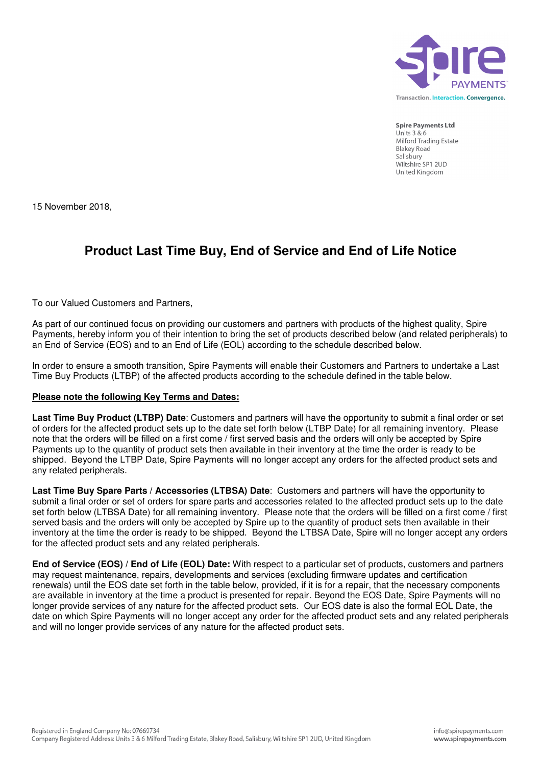Spire Payments Ltd
Units 3 & 6
Milford Trading Estate
Blakey Road
Salisbury
Wiltshire SP1 2UD
United Kingdom

15 November 2018,

# Product Last Time Buy, End of Service and End of Life Notice

To our Valued Customers and Partners,

As part of our continued focus on providing our customers and partners with products of the highest quality, Spire Payments, hereby inform you of their intention to bring the set of products described below (and related peripherals) to an End of Service (EOS) and to an End of Life (EOL) according to the schedule described below.

In order to ensure a smooth transition, Spire Payments will enable their Customers and Partners to undertake a Last Time Buy Products (LTBP) of the affected products according to the schedule defined in the table below.

**Please note the following Key Terms and Dates:**

**Last Time Buy Product (LTBP) Date**: Customers and partners will have the opportunity to submit a final order or set of orders for the affected product sets up to the date set forth below (LTBP Date) for all remaining inventory. Please note that the orders will be filled on a first come / first served basis and the orders will only be accepted by Spire Payments up to the quantity of product sets then available in their inventory at the time the order is ready to be shipped. Beyond the LTBP Date, Spire Payments will no longer accept any orders for the affected product sets and any related peripherals.

**Last Time Buy Spare Parts / Accessories (LTBSA) Date**: Customers and partners will have the opportunity to submit a final order or set of orders for spare parts and accessories related to the affected product sets up to the date set forth below (LTBSA Date) for all remaining inventory. Please note that the orders will be filled on a first come / first served basis and the orders will only be accepted by Spire up to the quantity of product sets then available in their inventory at the time the order is ready to be shipped. Beyond the LTBSA Date, Spire will no longer accept any orders for the affected product sets and any related peripherals.

**End of Service (EOS) / End of Life (EOL) Date:** With respect to a particular set of products, customers and partners may request maintenance, repairs, developments and services (excluding firmware updates and certification renewals) until the EOS date set forth in the table below, provided, if it is for a repair, that the necessary components are available in inventory at the time a product is presented for repair. Beyond the EOS Date, Spire Payments will no longer provide services of any nature for the affected product sets. Our EOS date is also the formal EOL Date, the date on which Spire Payments will no longer accept any order for the affected product sets and any related peripherals and will no longer provide services of any nature for the affected product sets.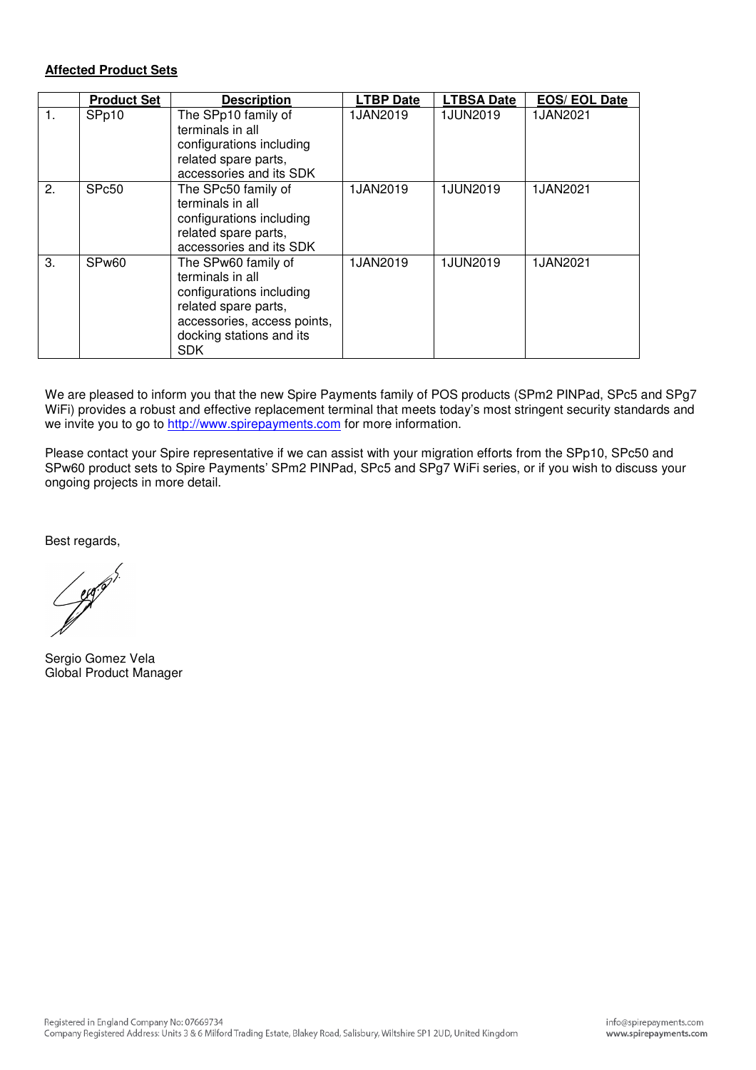**Affected Product Sets**

| | Product Set | Description | LTBP Date | LTBSA Date | EOS/ EOL Date |
|---|---|---|---|---|---|
| 1. | SPp10 | The SPp10 family of terminals in all configurations including related spare parts, accessories and its SDK | 1JAN2019 | 1JUN2019 | 1JAN2021 |
| 2. | SPc50 | The SPc50 family of terminals in all configurations including related spare parts, accessories and its SDK | 1JAN2019 | 1JUN2019 | 1JAN2021 |
| 3. | SPw60 | The SPw60 family of terminals in all configurations including related spare parts, accessories, access points, docking stations and its SDK | 1JAN2019 | 1JUN2019 | 1JAN2021 |

We are pleased to inform you that the new Spire Payments family of POS products (SPm2 PINPad, SPc5 and SPg7 WiFi) provides a robust and effective replacement terminal that meets today's most stringent security standards and we invite you to go to http://www.spirepayments.com for more information.

Please contact your Spire representative if we can assist with your migration efforts from the SPp10, SPc50 and SPw60 product sets to Spire Payments' SPm2 PINPad, SPc5 and SPg7 WiFi series, or if you wish to discuss your ongoing projects in more detail.

Best regards,

Sergio Gomez Vela
Global Product Manager

Registered in England Company No: 07669734
Company Registered Address: Units 3 & 6 Milford Trading Estate, Blakey Road, Salisbury, Wiltshire SP1 2UD, United Kingdom

info@spirepayments.com
www.spirepayments.com